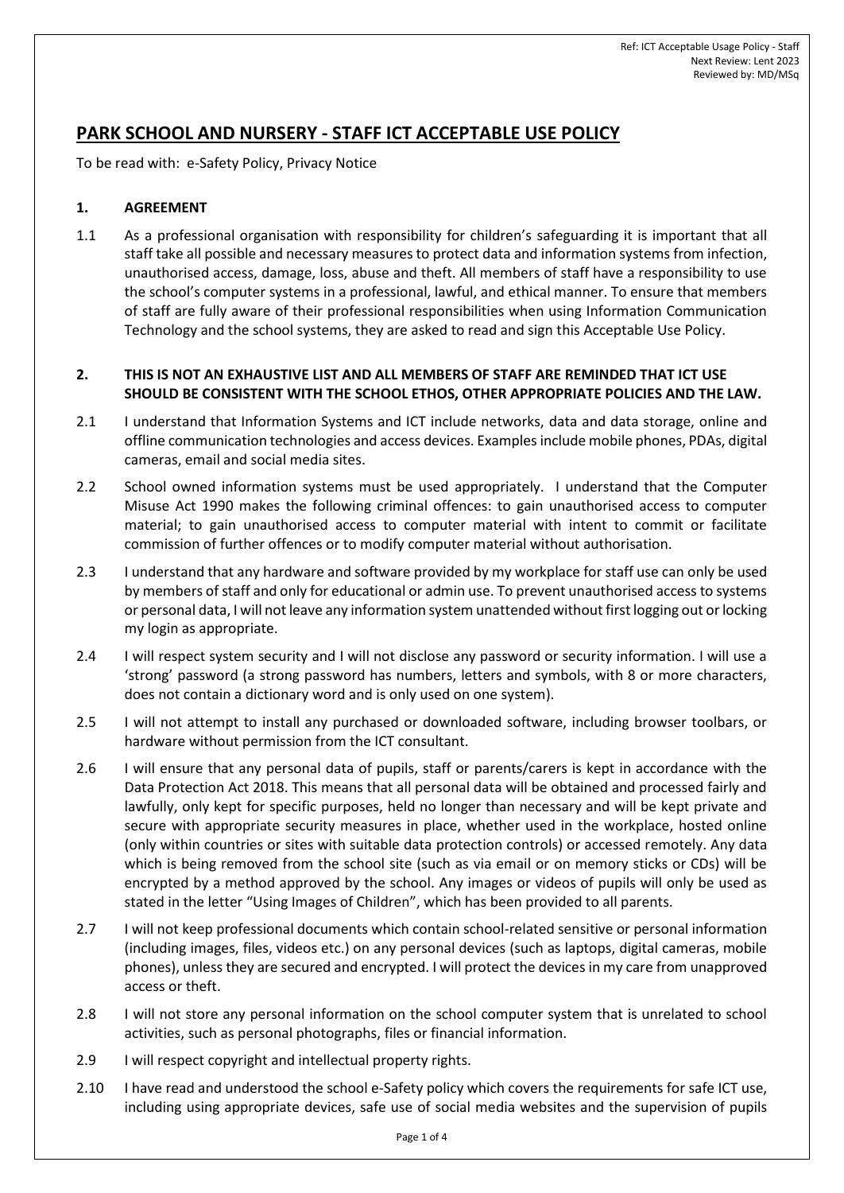# PARK SCHOOL AND NURSERY - STAFF ICT ACCEPTABLE USE POLICY

To be read with: e-Safety Policy, Privacy Notice

## 1. AGREEMENT

1.1 As a professional organisation with responsibility for children's safeguarding it is important that all staff take all possible and necessary measures to protect data and information systems from infection, unauthorised access, damage, loss, abuse and theft. All members of staff have a responsibility to use the school's computer systems in a professional, lawful, and ethical manner. To ensure that members of staff are fully aware of their professional responsibilities when using Information Communication Technology and the school systems, they are asked to read and sign this Acceptable Use Policy.

## 2. THIS IS NOT AN EXHAUSTIVE LIST AND ALL MEMBERS OF STAFF ARE REMINDED THAT ICT USE SHOULD BE CONSISTENT WITH THE SCHOOL ETHOS, OTHER APPROPRIATE POLICIES AND THE LAW.

2.1 I understand that Information Systems and ICT include networks, data and data storage, online and offline communication technologies and access devices. Examples include mobile phones, PDAs, digital cameras, email and social media sites.

2.2 School owned information systems must be used appropriately. I understand that the Computer Misuse Act 1990 makes the following criminal offences: to gain unauthorised access to computer material; to gain unauthorised access to computer material with intent to commit or facilitate commission of further offences or to modify computer material without authorisation.

2.3 I understand that any hardware and software provided by my workplace for staff use can only be used by members of staff and only for educational or admin use. To prevent unauthorised access to systems or personal data, I will not leave any information system unattended without first logging out or locking my login as appropriate.

2.4 I will respect system security and I will not disclose any password or security information. I will use a 'strong' password (a strong password has numbers, letters and symbols, with 8 or more characters, does not contain a dictionary word and is only used on one system).

2.5 I will not attempt to install any purchased or downloaded software, including browser toolbars, or hardware without permission from the ICT consultant.

2.6 I will ensure that any personal data of pupils, staff or parents/carers is kept in accordance with the Data Protection Act 2018. This means that all personal data will be obtained and processed fairly and lawfully, only kept for specific purposes, held no longer than necessary and will be kept private and secure with appropriate security measures in place, whether used in the workplace, hosted online (only within countries or sites with suitable data protection controls) or accessed remotely. Any data which is being removed from the school site (such as via email or on memory sticks or CDs) will be encrypted by a method approved by the school. Any images or videos of pupils will only be used as stated in the letter "Using Images of Children", which has been provided to all parents.

2.7 I will not keep professional documents which contain school-related sensitive or personal information (including images, files, videos etc.) on any personal devices (such as laptops, digital cameras, mobile phones), unless they are secured and encrypted. I will protect the devices in my care from unapproved access or theft.

2.8 I will not store any personal information on the school computer system that is unrelated to school activities, such as personal photographs, files or financial information.

2.9 I will respect copyright and intellectual property rights.

2.10 I have read and understood the school e-Safety policy which covers the requirements for safe ICT use, including using appropriate devices, safe use of social media websites and the supervision of pupils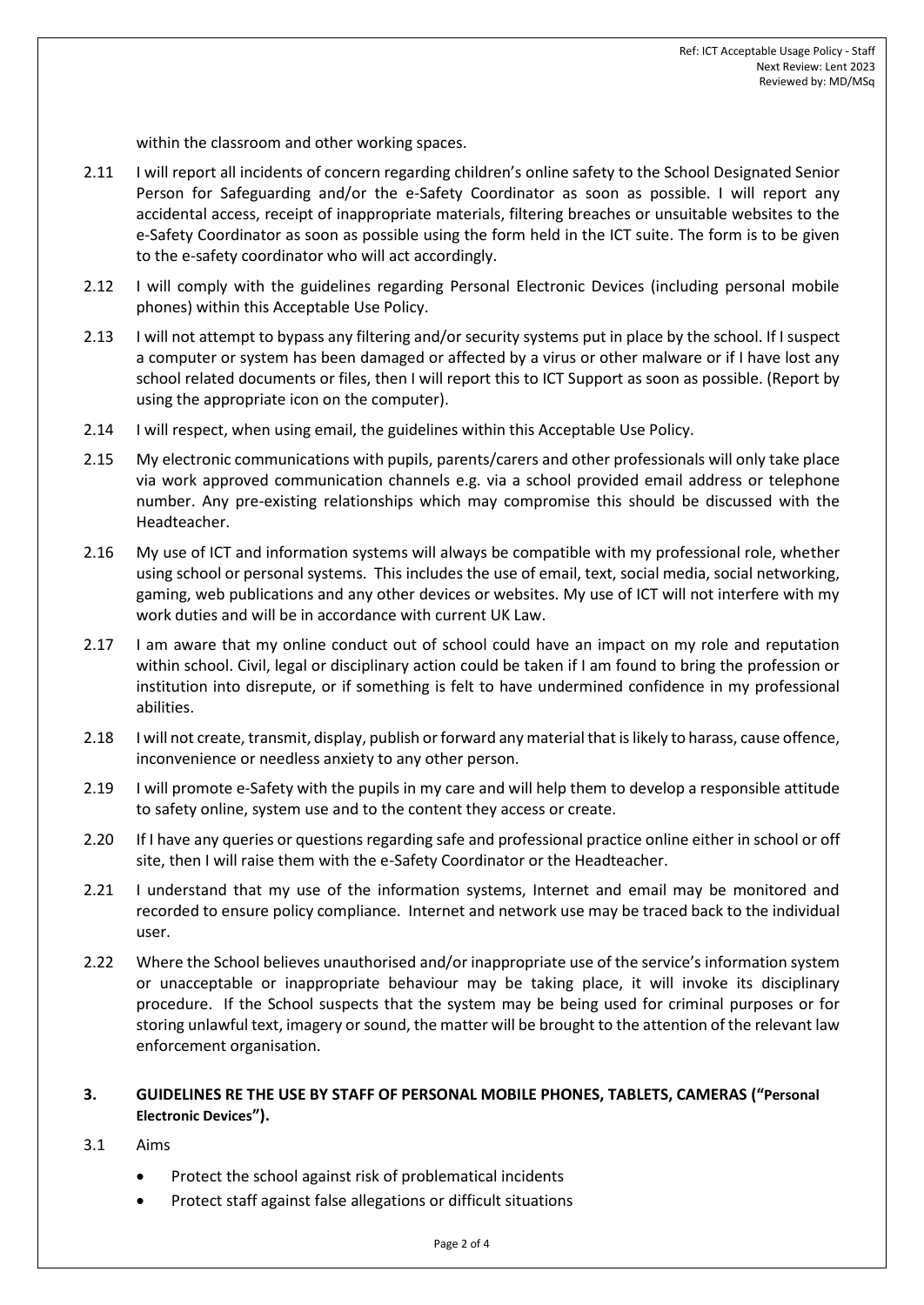within the classroom and other working spaces.

2.11 I will report all incidents of concern regarding children's online safety to the School Designated Senior Person for Safeguarding and/or the e-Safety Coordinator as soon as possible. I will report any accidental access, receipt of inappropriate materials, filtering breaches or unsuitable websites to the e-Safety Coordinator as soon as possible using the form held in the ICT suite. The form is to be given to the e-safety coordinator who will act accordingly.

2.12 I will comply with the guidelines regarding Personal Electronic Devices (including personal mobile phones) within this Acceptable Use Policy.

2.13 I will not attempt to bypass any filtering and/or security systems put in place by the school. If I suspect a computer or system has been damaged or affected by a virus or other malware or if I have lost any school related documents or files, then I will report this to ICT Support as soon as possible. (Report by using the appropriate icon on the computer).

2.14 I will respect, when using email, the guidelines within this Acceptable Use Policy.

2.15 My electronic communications with pupils, parents/carers and other professionals will only take place via work approved communication channels e.g. via a school provided email address or telephone number. Any pre-existing relationships which may compromise this should be discussed with the Headteacher.

2.16 My use of ICT and information systems will always be compatible with my professional role, whether using school or personal systems. This includes the use of email, text, social media, social networking, gaming, web publications and any other devices or websites. My use of ICT will not interfere with my work duties and will be in accordance with current UK Law.

2.17 I am aware that my online conduct out of school could have an impact on my role and reputation within school. Civil, legal or disciplinary action could be taken if I am found to bring the profession or institution into disrepute, or if something is felt to have undermined confidence in my professional abilities.

2.18 I will not create, transmit, display, publish or forward any material that is likely to harass, cause offence, inconvenience or needless anxiety to any other person.

2.19 I will promote e-Safety with the pupils in my care and will help them to develop a responsible attitude to safety online, system use and to the content they access or create.

2.20 If I have any queries or questions regarding safe and professional practice online either in school or off site, then I will raise them with the e-Safety Coordinator or the Headteacher.

2.21 I understand that my use of the information systems, Internet and email may be monitored and recorded to ensure policy compliance. Internet and network use may be traced back to the individual user.

2.22 Where the School believes unauthorised and/or inappropriate use of the service's information system or unacceptable or inappropriate behaviour may be taking place, it will invoke its disciplinary procedure. If the School suspects that the system may be being used for criminal purposes or for storing unlawful text, imagery or sound, the matter will be brought to the attention of the relevant law enforcement organisation.

## 3. GUIDELINES RE THE USE BY STAFF OF PERSONAL MOBILE PHONES, TABLETS, CAMERAS ("Personal Electronic Devices").

3.1 Aims

- Protect the school against risk of problematical incidents
- Protect staff against false allegations or difficult situations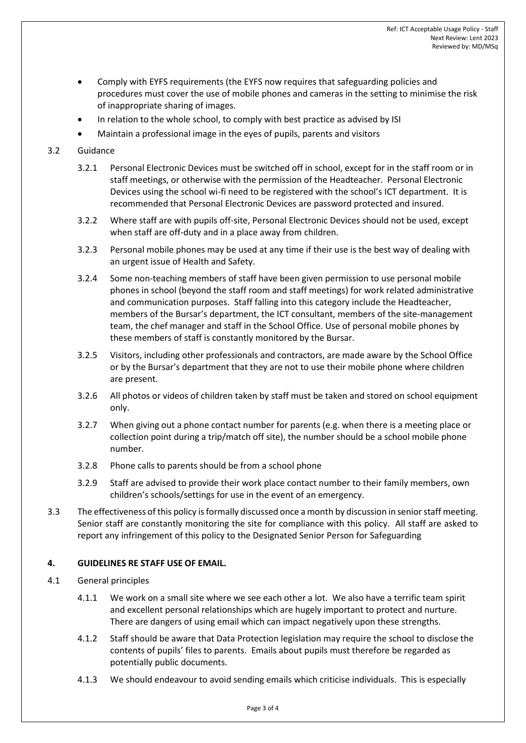- Comply with EYFS requirements (the EYFS now requires that safeguarding policies and procedures must cover the use of mobile phones and cameras in the setting to minimise the risk of inappropriate sharing of images.
- In relation to the whole school, to comply with best practice as advised by ISI
- Maintain a professional image in the eyes of pupils, parents and visitors

3.2 Guidance

3.2.1 Personal Electronic Devices must be switched off in school, except for in the staff room or in staff meetings, or otherwise with the permission of the Headteacher. Personal Electronic Devices using the school wi-fi need to be registered with the school's ICT department. It is recommended that Personal Electronic Devices are password protected and insured.

3.2.2 Where staff are with pupils off-site, Personal Electronic Devices should not be used, except when staff are off-duty and in a place away from children.

3.2.3 Personal mobile phones may be used at any time if their use is the best way of dealing with an urgent issue of Health and Safety.

3.2.4 Some non-teaching members of staff have been given permission to use personal mobile phones in school (beyond the staff room and staff meetings) for work related administrative and communication purposes. Staff falling into this category include the Headteacher, members of the Bursar's department, the ICT consultant, members of the site-management team, the chef manager and staff in the School Office. Use of personal mobile phones by these members of staff is constantly monitored by the Bursar.

3.2.5 Visitors, including other professionals and contractors, are made aware by the School Office or by the Bursar's department that they are not to use their mobile phone where children are present.

3.2.6 All photos or videos of children taken by staff must be taken and stored on school equipment only.

3.2.7 When giving out a phone contact number for parents (e.g. when there is a meeting place or collection point during a trip/match off site), the number should be a school mobile phone number.

3.2.8 Phone calls to parents should be from a school phone

3.2.9 Staff are advised to provide their work place contact number to their family members, own children's schools/settings for use in the event of an emergency.

3.3 The effectiveness of this policy is formally discussed once a month by discussion in senior staff meeting. Senior staff are constantly monitoring the site for compliance with this policy. All staff are asked to report any infringement of this policy to the Designated Senior Person for Safeguarding

## 4. GUIDELINES RE STAFF USE OF EMAIL.

4.1 General principles

4.1.1 We work on a small site where we see each other a lot. We also have a terrific team spirit and excellent personal relationships which are hugely important to protect and nurture. There are dangers of using email which can impact negatively upon these strengths.

4.1.2 Staff should be aware that Data Protection legislation may require the school to disclose the contents of pupils' files to parents. Emails about pupils must therefore be regarded as potentially public documents.

4.1.3 We should endeavour to avoid sending emails which criticise individuals. This is especially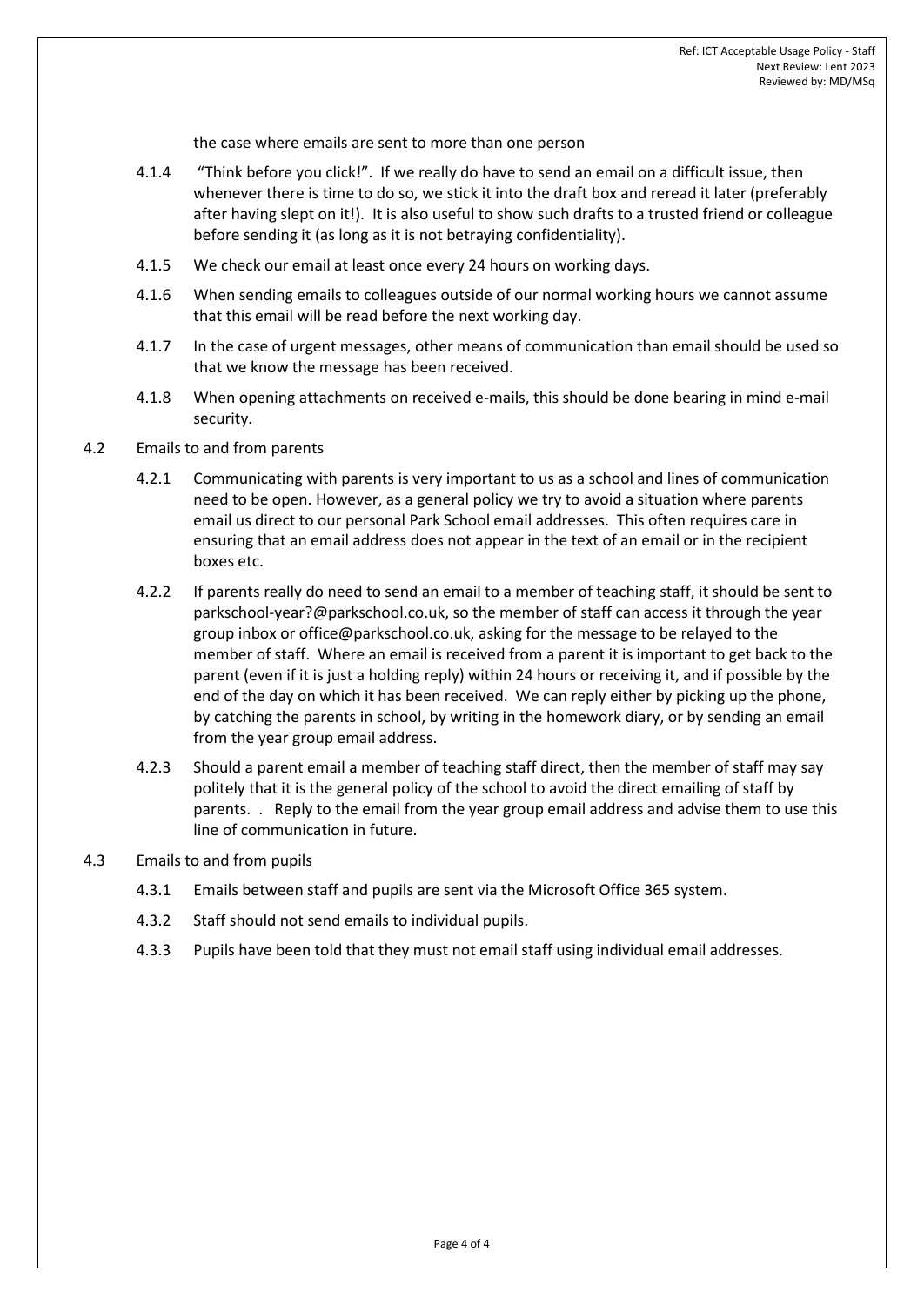the case where emails are sent to more than one person

4.1.4 "Think before you click!". If we really do have to send an email on a difficult issue, then whenever there is time to do so, we stick it into the draft box and reread it later (preferably after having slept on it!). It is also useful to show such drafts to a trusted friend or colleague before sending it (as long as it is not betraying confidentiality).

4.1.5 We check our email at least once every 24 hours on working days.

4.1.6 When sending emails to colleagues outside of our normal working hours we cannot assume that this email will be read before the next working day.

4.1.7 In the case of urgent messages, other means of communication than email should be used so that we know the message has been received.

4.1.8 When opening attachments on received e-mails, this should be done bearing in mind e-mail security.

4.2 Emails to and from parents

4.2.1 Communicating with parents is very important to us as a school and lines of communication need to be open. However, as a general policy we try to avoid a situation where parents email us direct to our personal Park School email addresses. This often requires care in ensuring that an email address does not appear in the text of an email or in the recipient boxes etc.

4.2.2 If parents really do need to send an email to a member of teaching staff, it should be sent to parkschool-year?@parkschool.co.uk, so the member of staff can access it through the year group inbox or office@parkschool.co.uk, asking for the message to be relayed to the member of staff. Where an email is received from a parent it is important to get back to the parent (even if it is just a holding reply) within 24 hours or receiving it, and if possible by the end of the day on which it has been received. We can reply either by picking up the phone, by catching the parents in school, by writing in the homework diary, or by sending an email from the year group email address.

4.2.3 Should a parent email a member of teaching staff direct, then the member of staff may say politely that it is the general policy of the school to avoid the direct emailing of staff by parents. . Reply to the email from the year group email address and advise them to use this line of communication in future.

4.3 Emails to and from pupils

4.3.1 Emails between staff and pupils are sent via the Microsoft Office 365 system.

4.3.2 Staff should not send emails to individual pupils.

4.3.3 Pupils have been told that they must not email staff using individual email addresses.